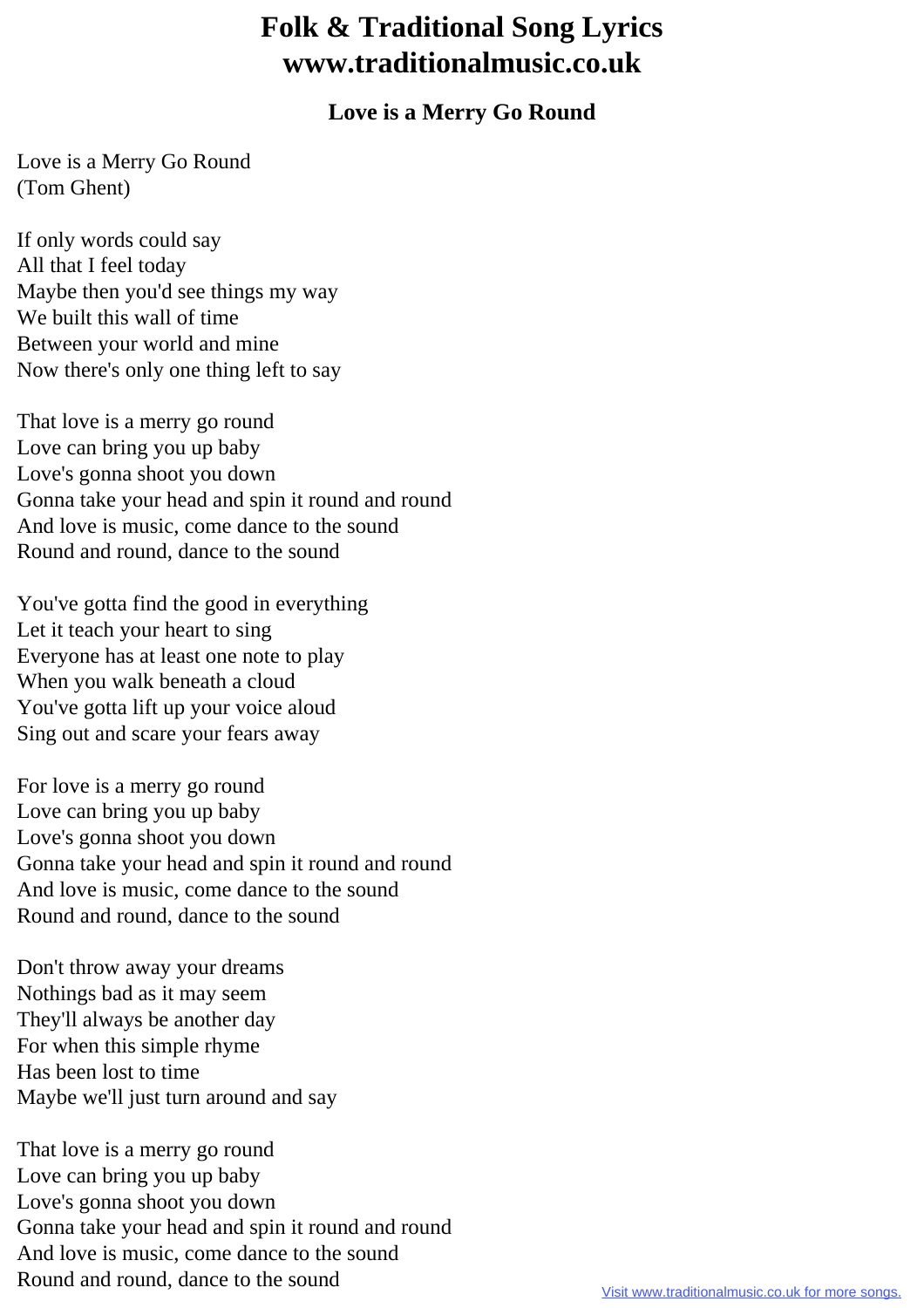# Folk & Traditional Song Lyrics
# www.traditionalmusic.co.uk

## Love is a Merry Go Round

Love is a Merry Go Round
(Tom Ghent)

If only words could say
All that I feel today
Maybe then you'd see things my way
We built this wall of time
Between your world and mine
Now there's only one thing left to say

That love is a merry go round
Love can bring you up baby
Love's gonna shoot you down
Gonna take your head and spin it round and round
And love is music, come dance to the sound
Round and round, dance to the sound

You've gotta find the good in everything
Let it teach your heart to sing
Everyone has at least one note to play
When you walk beneath a cloud
You've gotta lift up your voice aloud
Sing out and scare your fears away

For love is a merry go round
Love can bring you up baby
Love's gonna shoot you down
Gonna take your head and spin it round and round
And love is music, come dance to the sound
Round and round, dance to the sound

Don't throw away your dreams
Nothings bad as it may seem
They'll always be another day
For when this simple rhyme
Has been lost to time
Maybe we'll just turn around and say

That love is a merry go round
Love can bring you up baby
Love's gonna shoot you down
Gonna take your head and spin it round and round
And love is music, come dance to the sound
Round and round, dance to the sound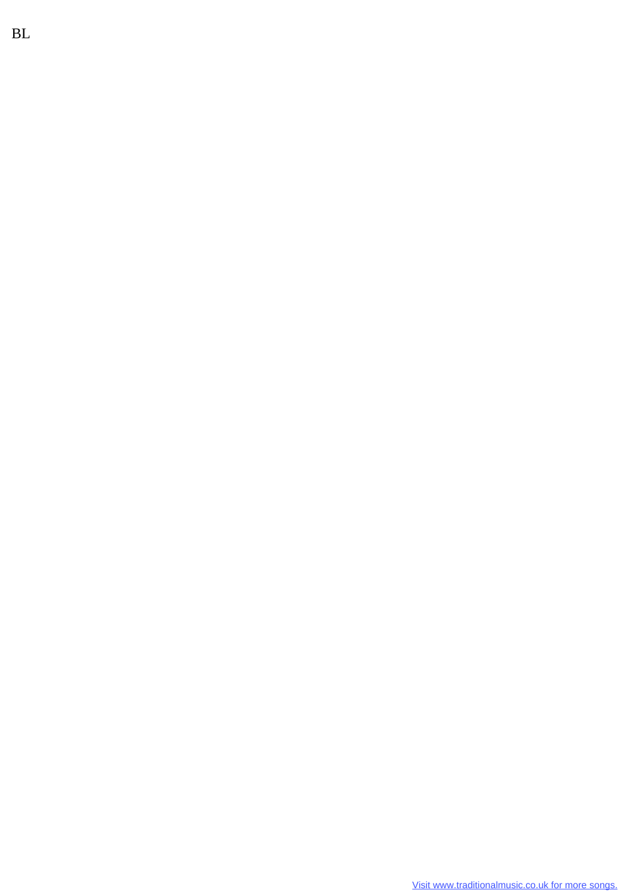BL